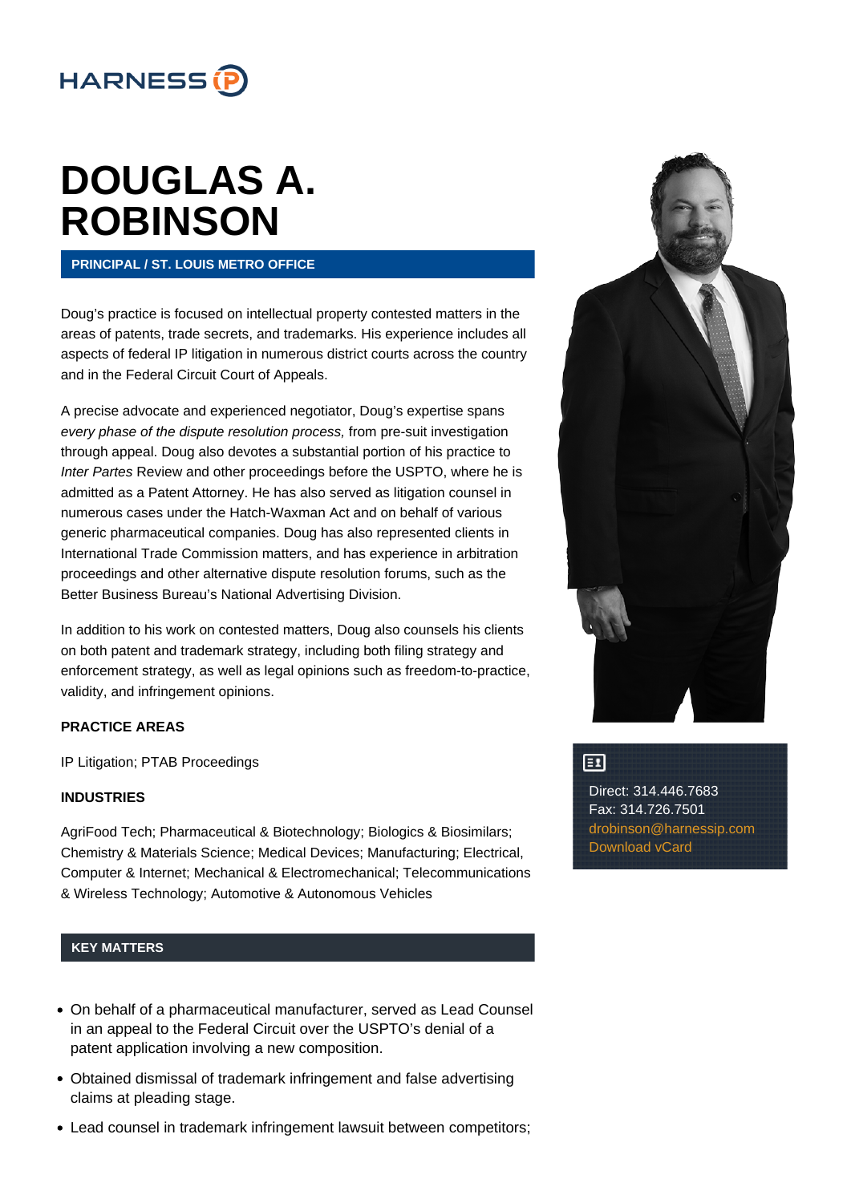HARNESS IP

# DOUGLAS A. ROBINSON

**PRINCIPAL / ST. LOUIS METRO OFFICE**

Doug's practice is focused on intellectual property contested matters in the areas of patents, trade secrets, and trademarks. His experience includes all aspects of federal IP litigation in numerous district courts across the country and in the Federal Circuit Court of Appeals.

A precise advocate and experienced negotiator, Doug's expertise spans *every phase of the dispute resolution process,* from pre-suit investigation through appeal. Doug also devotes a substantial portion of his practice to *Inter Partes* Review and other proceedings before the USPTO, where he is admitted as a Patent Attorney. He has also served as litigation counsel in numerous cases under the Hatch-Waxman Act and on behalf of various generic pharmaceutical companies. Doug has also represented clients in International Trade Commission matters, and has experience in arbitration proceedings and other alternative dispute resolution forums, such as the Better Business Bureau's National Advertising Division.

In addition to his work on contested matters, Doug also counsels his clients on both patent and trademark strategy, including both filing strategy and enforcement strategy, as well as legal opinions such as freedom-to-practice, validity, and infringement opinions.

Direct: 314.446.7683
Fax: 314.726.7501
drobinson@harnessip.com
Download vCard

**PRACTICE AREAS**

IP Litigation; PTAB Proceedings

**INDUSTRIES**

AgriFood Tech; Pharmaceutical & Biotechnology; Biologics & Biosimilars; Chemistry & Materials Science; Medical Devices; Manufacturing; Electrical, Computer & Internet; Mechanical & Electromechanical; Telecommunications & Wireless Technology; Automotive & Autonomous Vehicles

## KEY MATTERS

- On behalf of a pharmaceutical manufacturer, served as Lead Counsel in an appeal to the Federal Circuit over the USPTO's denial of a patent application involving a new composition.
- Obtained dismissal of trademark infringement and false advertising claims at pleading stage.
- Lead counsel in trademark infringement lawsuit between competitors;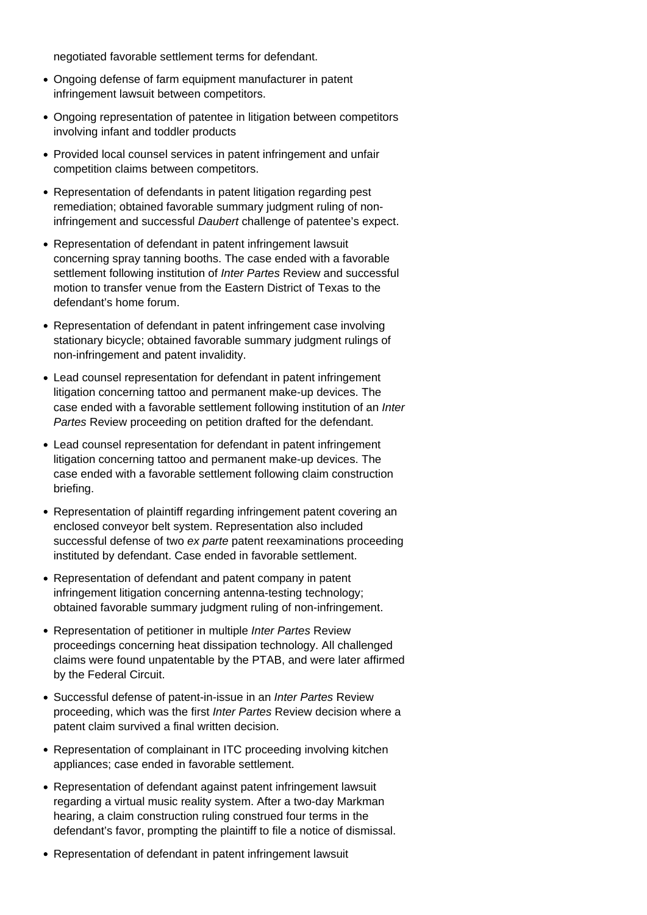negotiated favorable settlement terms for defendant.

- Ongoing defense of farm equipment manufacturer in patent infringement lawsuit between competitors.
- Ongoing representation of patentee in litigation between competitors involving infant and toddler products
- Provided local counsel services in patent infringement and unfair competition claims between competitors.
- Representation of defendants in patent litigation regarding pest remediation; obtained favorable summary judgment ruling of non-infringement and successful *Daubert* challenge of patentee's expect.
- Representation of defendant in patent infringement lawsuit concerning spray tanning booths. The case ended with a favorable settlement following institution of *Inter Partes* Review and successful motion to transfer venue from the Eastern District of Texas to the defendant's home forum.
- Representation of defendant in patent infringement case involving stationary bicycle; obtained favorable summary judgment rulings of non-infringement and patent invalidity.
- Lead counsel representation for defendant in patent infringement litigation concerning tattoo and permanent make-up devices. The case ended with a favorable settlement following institution of an *Inter Partes* Review proceeding on petition drafted for the defendant.
- Lead counsel representation for defendant in patent infringement litigation concerning tattoo and permanent make-up devices. The case ended with a favorable settlement following claim construction briefing.
- Representation of plaintiff regarding infringement patent covering an enclosed conveyor belt system. Representation also included successful defense of two *ex parte* patent reexaminations proceeding instituted by defendant. Case ended in favorable settlement.
- Representation of defendant and patent company in patent infringement litigation concerning antenna-testing technology; obtained favorable summary judgment ruling of non-infringement.
- Representation of petitioner in multiple *Inter Partes* Review proceedings concerning heat dissipation technology. All challenged claims were found unpatentable by the PTAB, and were later affirmed by the Federal Circuit.
- Successful defense of patent-in-issue in an *Inter Partes* Review proceeding, which was the first *Inter Partes* Review decision where a patent claim survived a final written decision.
- Representation of complainant in ITC proceeding involving kitchen appliances; case ended in favorable settlement.
- Representation of defendant against patent infringement lawsuit regarding a virtual music reality system. After a two-day Markman hearing, a claim construction ruling construed four terms in the defendant's favor, prompting the plaintiff to file a notice of dismissal.
- Representation of defendant in patent infringement lawsuit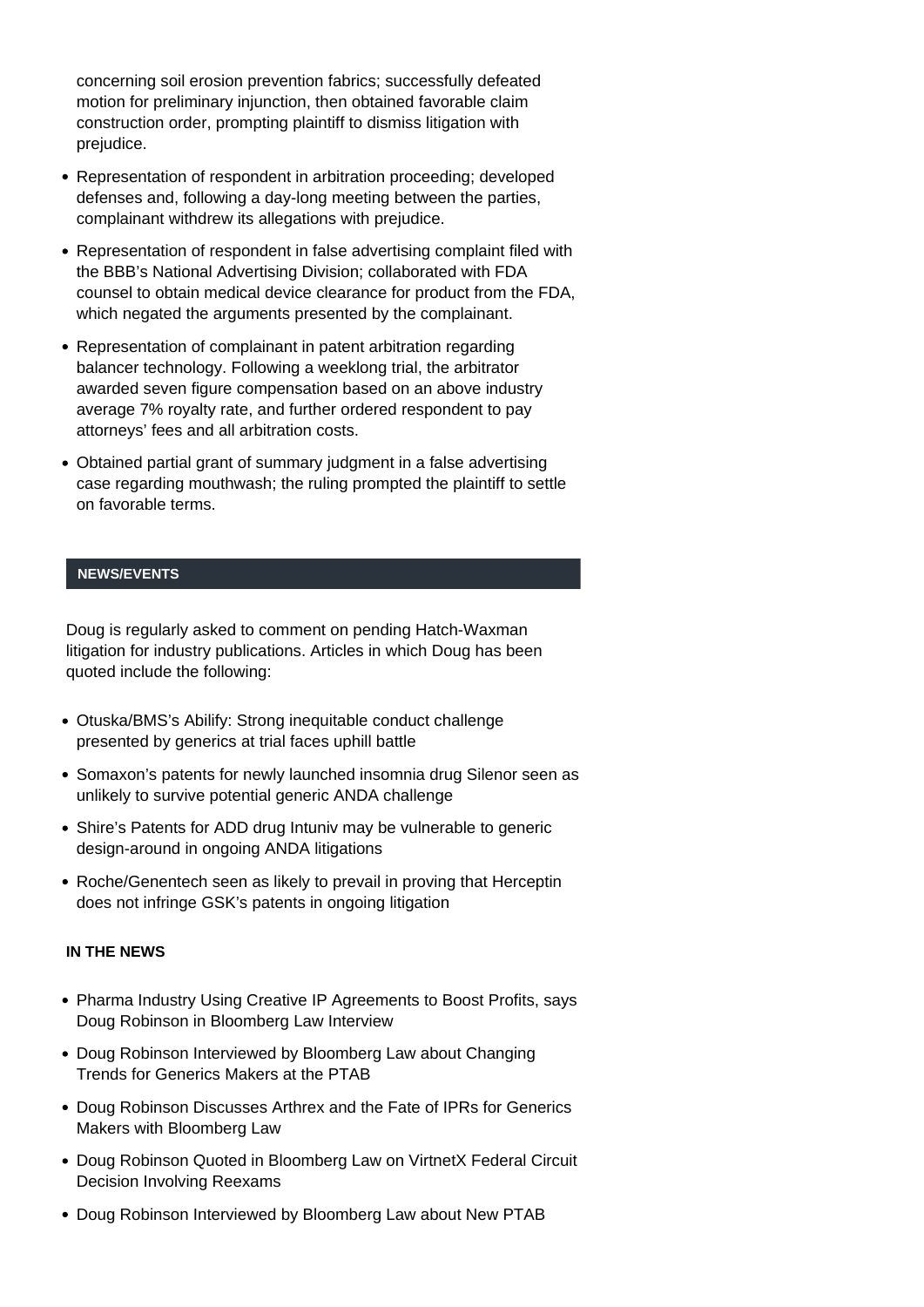concerning soil erosion prevention fabrics; successfully defeated motion for preliminary injunction, then obtained favorable claim construction order, prompting plaintiff to dismiss litigation with prejudice.

- Representation of respondent in arbitration proceeding; developed defenses and, following a day-long meeting between the parties, complainant withdrew its allegations with prejudice.
- Representation of respondent in false advertising complaint filed with the BBB's National Advertising Division; collaborated with FDA counsel to obtain medical device clearance for product from the FDA, which negated the arguments presented by the complainant.
- Representation of complainant in patent arbitration regarding balancer technology. Following a weeklong trial, the arbitrator awarded seven figure compensation based on an above industry average 7% royalty rate, and further ordered respondent to pay attorneys' fees and all arbitration costs.
- Obtained partial grant of summary judgment in a false advertising case regarding mouthwash; the ruling prompted the plaintiff to settle on favorable terms.

## NEWS/EVENTS

Doug is regularly asked to comment on pending Hatch-Waxman litigation for industry publications. Articles in which Doug has been quoted include the following:

- Otuska/BMS's Abilify: Strong inequitable conduct challenge presented by generics at trial faces uphill battle
- Somaxon's patents for newly launched insomnia drug Silenor seen as unlikely to survive potential generic ANDA challenge
- Shire's Patents for ADD drug Intuniv may be vulnerable to generic design-around in ongoing ANDA litigations
- Roche/Genentech seen as likely to prevail in proving that Herceptin does not infringe GSK's patents in ongoing litigation

### IN THE NEWS

- Pharma Industry Using Creative IP Agreements to Boost Profits, says Doug Robinson in Bloomberg Law Interview
- Doug Robinson Interviewed by Bloomberg Law about Changing Trends for Generics Makers at the PTAB
- Doug Robinson Discusses Arthrex and the Fate of IPRs for Generics Makers with Bloomberg Law
- Doug Robinson Quoted in Bloomberg Law on VirtnetX Federal Circuit Decision Involving Reexams
- Doug Robinson Interviewed by Bloomberg Law about New PTAB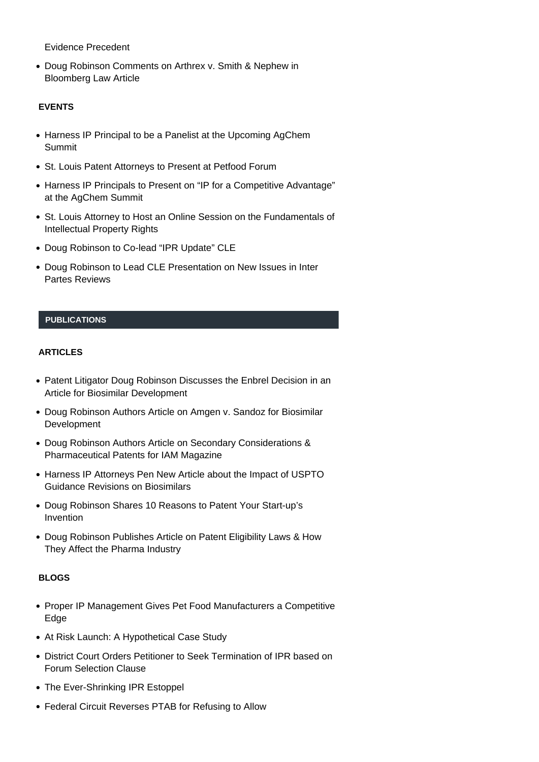Evidence Precedent

- Doug Robinson Comments on Arthrex v. Smith & Nephew in Bloomberg Law Article

#### EVENTS

- Harness IP Principal to be a Panelist at the Upcoming AgChem Summit
- St. Louis Patent Attorneys to Present at Petfood Forum
- Harness IP Principals to Present on “IP for a Competitive Advantage” at the AgChem Summit
- St. Louis Attorney to Host an Online Session on the Fundamentals of Intellectual Property Rights
- Doug Robinson to Co-lead “IPR Update” CLE
- Doug Robinson to Lead CLE Presentation on New Issues in Inter Partes Reviews

### PUBLICATIONS

#### ARTICLES

- Patent Litigator Doug Robinson Discusses the Enbrel Decision in an Article for Biosimilar Development
- Doug Robinson Authors Article on Amgen v. Sandoz for Biosimilar Development
- Doug Robinson Authors Article on Secondary Considerations & Pharmaceutical Patents for IAM Magazine
- Harness IP Attorneys Pen New Article about the Impact of USPTO Guidance Revisions on Biosimilars
- Doug Robinson Shares 10 Reasons to Patent Your Start-up’s Invention
- Doug Robinson Publishes Article on Patent Eligibility Laws & How They Affect the Pharma Industry

#### BLOGS

- Proper IP Management Gives Pet Food Manufacturers a Competitive Edge
- At Risk Launch: A Hypothetical Case Study
- District Court Orders Petitioner to Seek Termination of IPR based on Forum Selection Clause
- The Ever-Shrinking IPR Estoppel
- Federal Circuit Reverses PTAB for Refusing to Allow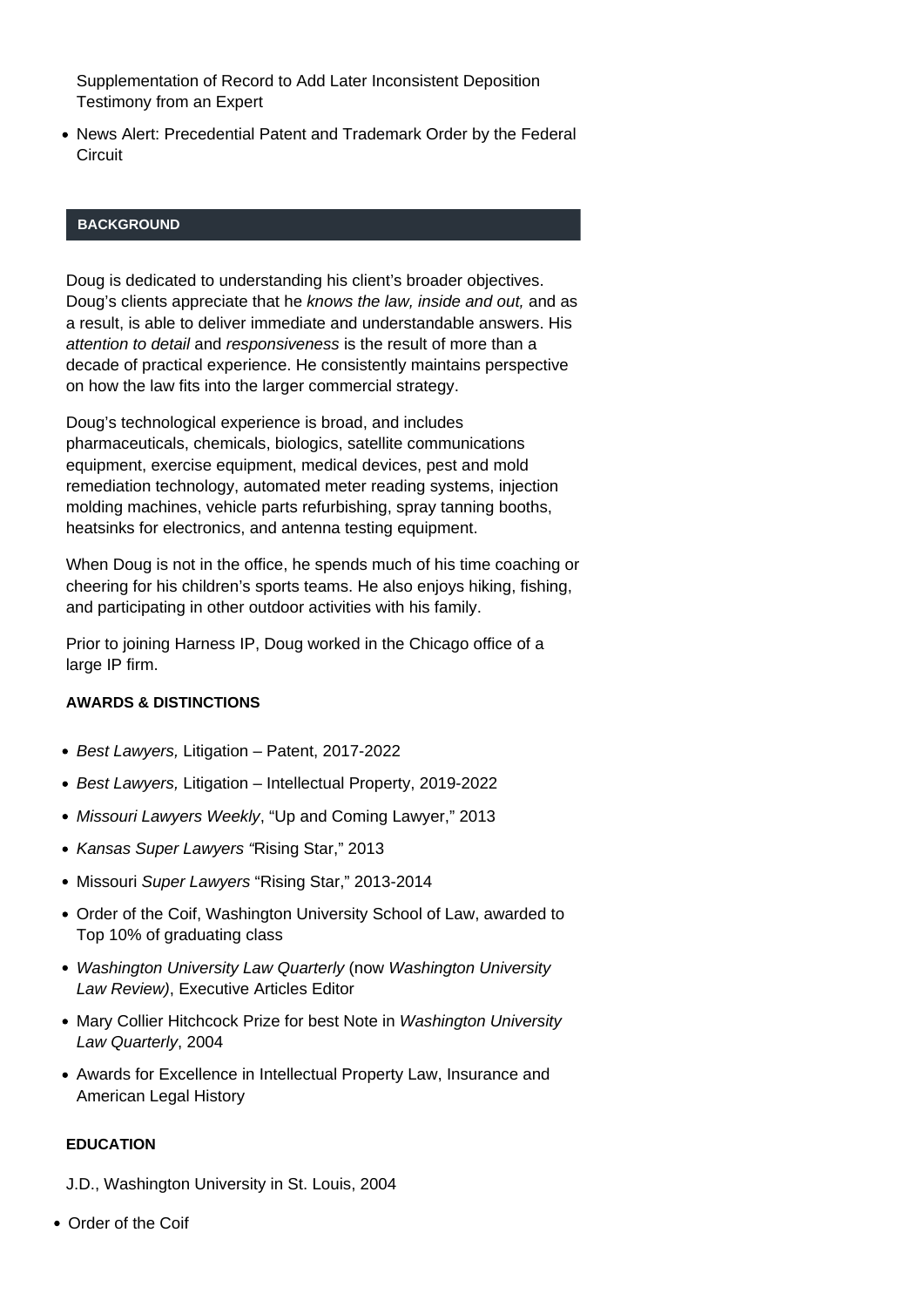Supplementation of Record to Add Later Inconsistent Deposition Testimony from an Expert

- News Alert: Precedential Patent and Trademark Order by the Federal Circuit

## BACKGROUND

Doug is dedicated to understanding his client's broader objectives. Doug's clients appreciate that he *knows the law, inside and out,* and as a result, is able to deliver immediate and understandable answers. His *attention to detail* and *responsiveness* is the result of more than a decade of practical experience. He consistently maintains perspective on how the law fits into the larger commercial strategy.

Doug's technological experience is broad, and includes pharmaceuticals, chemicals, biologics, satellite communications equipment, exercise equipment, medical devices, pest and mold remediation technology, automated meter reading systems, injection molding machines, vehicle parts refurbishing, spray tanning booths, heatsinks for electronics, and antenna testing equipment.

When Doug is not in the office, he spends much of his time coaching or cheering for his children's sports teams. He also enjoys hiking, fishing, and participating in other outdoor activities with his family.

Prior to joining Harness IP, Doug worked in the Chicago office of a large IP firm.

### AWARDS & DISTINCTIONS

- *Best Lawyers,* Litigation – Patent, 2017-2022
- *Best Lawyers,* Litigation – Intellectual Property, 2019-2022
- *Missouri Lawyers Weekly*, "Up and Coming Lawyer," 2013
- *Kansas Super Lawyers "*Rising Star," 2013
- Missouri *Super Lawyers* "Rising Star," 2013-2014
- Order of the Coif, Washington University School of Law, awarded to Top 10% of graduating class
- *Washington University Law Quarterly* (now *Washington University Law Review)*, Executive Articles Editor
- Mary Collier Hitchcock Prize for best Note in *Washington University Law Quarterly*, 2004
- Awards for Excellence in Intellectual Property Law, Insurance and American Legal History

### EDUCATION

J.D., Washington University in St. Louis, 2004

- Order of the Coif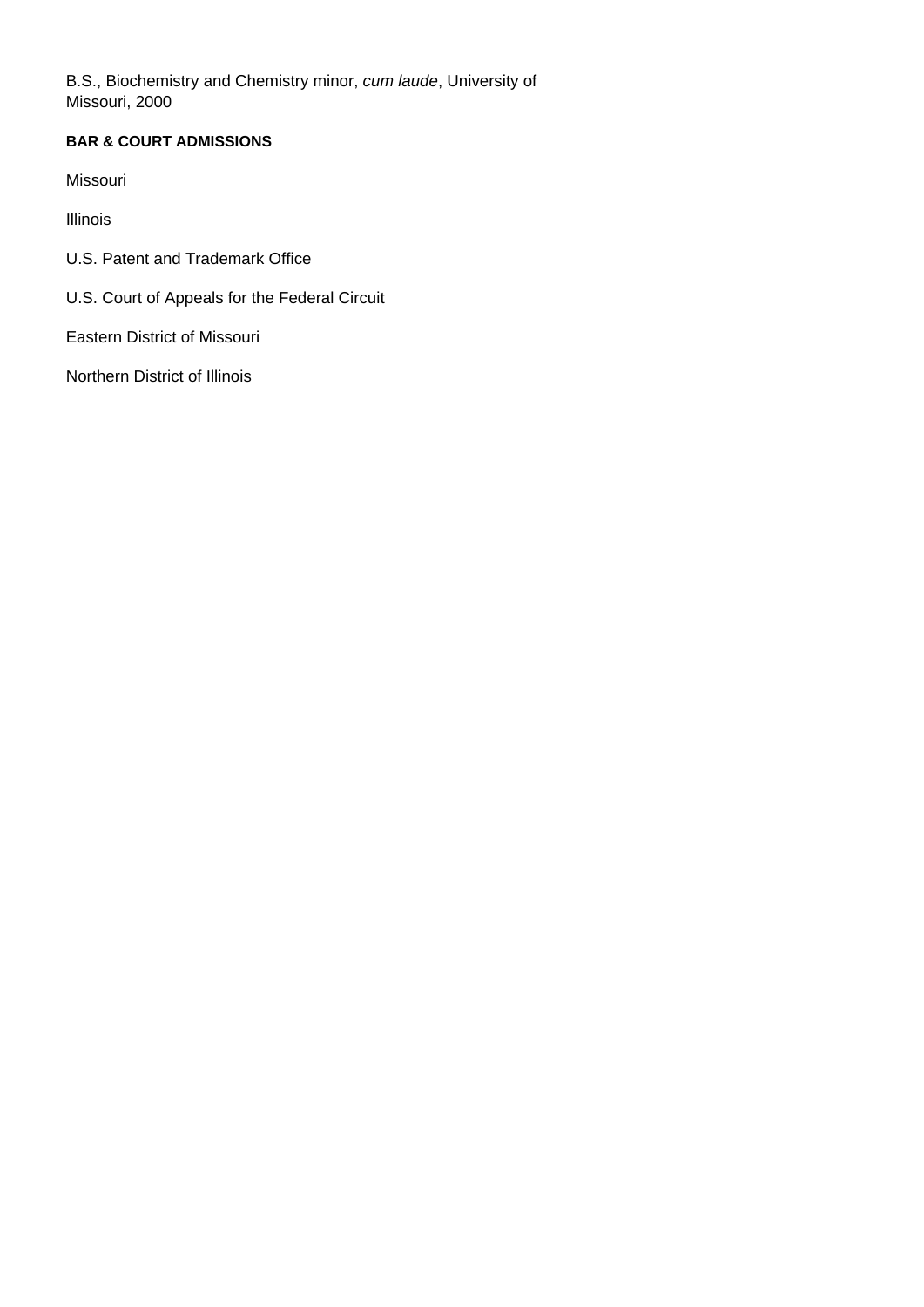B.S., Biochemistry and Chemistry minor, *cum laude*, University of Missouri, 2000

**BAR & COURT ADMISSIONS**

Missouri

Illinois

U.S. Patent and Trademark Office

U.S. Court of Appeals for the Federal Circuit

Eastern District of Missouri

Northern District of Illinois